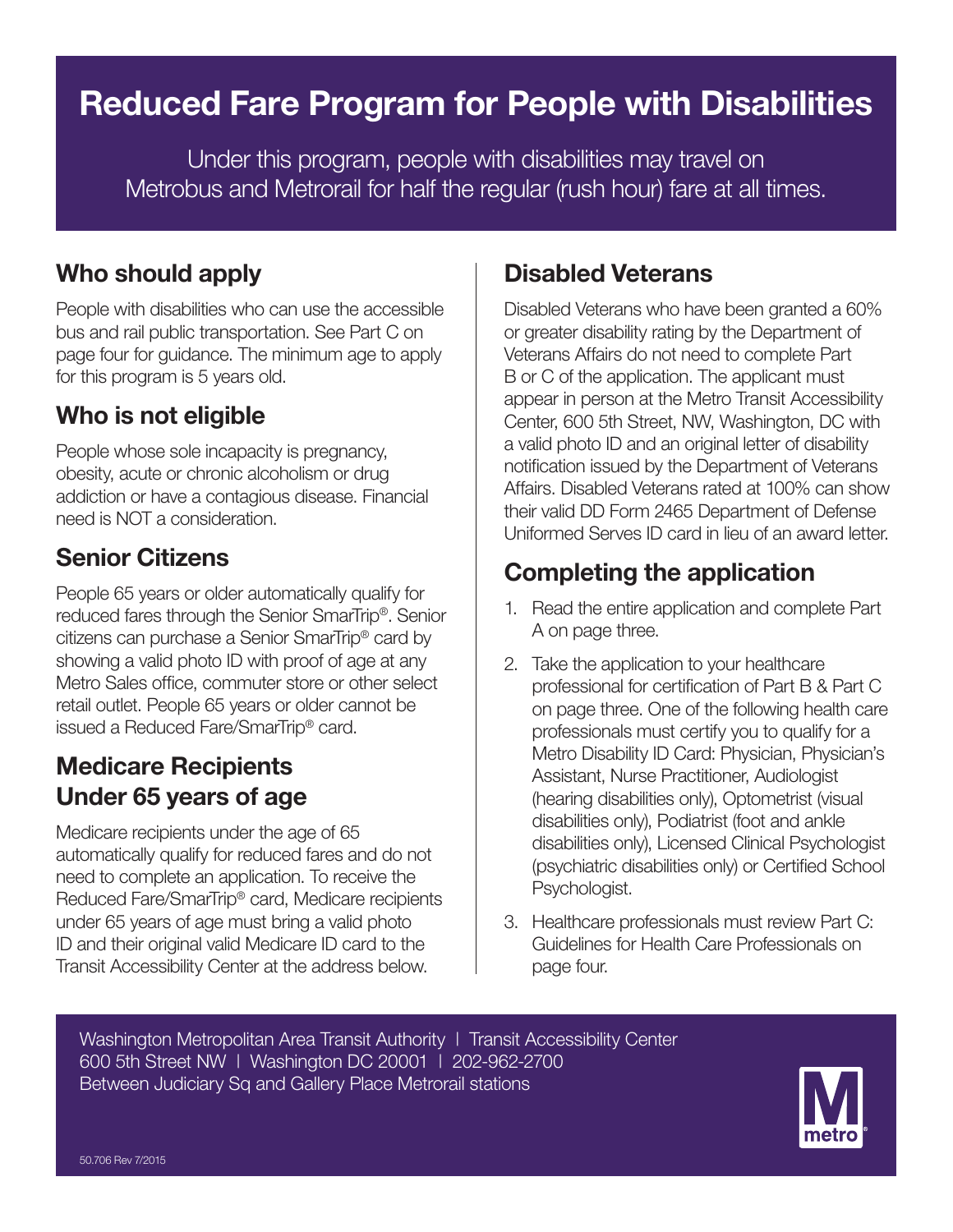# Reduced Fare Program for People with Disabilities

Under this program, people with disabilities may travel on Metrobus and Metrorail for half the regular (rush hour) fare at all times.

## Who should apply

People with disabilities who can use the accessible bus and rail public transportation. See Part C on page four for guidance. The minimum age to apply for this program is 5 years old.

## Who is not eligible

People whose sole incapacity is pregnancy, obesity, acute or chronic alcoholism or drug addiction or have a contagious disease. Financial need is NOT a consideration.

## Senior Citizens

People 65 years or older automatically qualify for reduced fares through the Senior SmarTrip®. Senior citizens can purchase a Senior SmarTrip® card by showing a valid photo ID with proof of age at any Metro Sales office, commuter store or other select retail outlet. People 65 years or older cannot be issued a Reduced Fare/SmarTrip® card.

## Medicare Recipients Under 65 years of age

Medicare recipients under the age of 65 automatically qualify for reduced fares and do not need to complete an application. To receive the Reduced Fare/SmarTrip® card, Medicare recipients under 65 years of age must bring a valid photo ID and their original valid Medicare ID card to the Transit Accessibility Center at the address below.

## Disabled Veterans

Disabled Veterans who have been granted a 60% or greater disability rating by the Department of Veterans Affairs do not need to complete Part B or C of the application. The applicant must appear in person at the Metro Transit Accessibility Center, 600 5th Street, NW, Washington, DC with a valid photo ID and an original letter of disability notification issued by the Department of Veterans Affairs. Disabled Veterans rated at 100% can show their valid DD Form 2465 Department of Defense Uniformed Serves ID card in lieu of an award letter.

## Completing the application

1. Read the entire application and complete Part A on page three.
2. Take the application to your healthcare professional for certification of Part B & Part C on page three. One of the following health care professionals must certify you to qualify for a Metro Disability ID Card: Physician, Physician's Assistant, Nurse Practitioner, Audiologist (hearing disabilities only), Optometrist (visual disabilities only), Podiatrist (foot and ankle disabilities only), Licensed Clinical Psychologist (psychiatric disabilities only) or Certified School Psychologist.
3. Healthcare professionals must review Part C: Guidelines for Health Care Professionals on page four.

Washington Metropolitan Area Transit Authority | Transit Accessibility Center
600 5th Street NW | Washington DC 20001 | 202-962-2700
Between Judiciary Sq and Gallery Place Metrorail stations

50.706 Rev 7/2015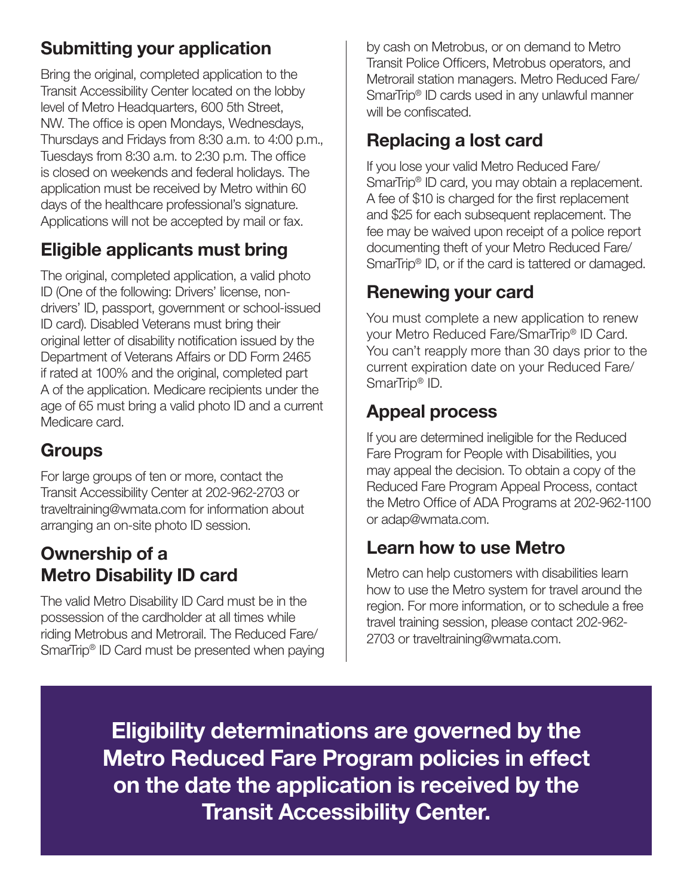## Submitting your application

Bring the original, completed application to the Transit Accessibility Center located on the lobby level of Metro Headquarters, 600 5th Street, NW. The office is open Mondays, Wednesdays, Thursdays and Fridays from 8:30 a.m. to 4:00 p.m., Tuesdays from 8:30 a.m. to 2:30 p.m. The office is closed on weekends and federal holidays. The application must be received by Metro within 60 days of the healthcare professional's signature. Applications will not be accepted by mail or fax.

## Eligible applicants must bring

The original, completed application, a valid photo ID (One of the following: Drivers' license, non-drivers' ID, passport, government or school-issued ID card). Disabled Veterans must bring their original letter of disability notification issued by the Department of Veterans Affairs or DD Form 2465 if rated at 100% and the original, completed part A of the application. Medicare recipients under the age of 65 must bring a valid photo ID and a current Medicare card.

## Groups

For large groups of ten or more, contact the Transit Accessibility Center at 202-962-2703 or traveltraining@wmata.com for information about arranging an on-site photo ID session.

## Ownership of a Metro Disability ID card

The valid Metro Disability ID Card must be in the possession of the cardholder at all times while riding Metrobus and Metrorail. The Reduced Fare/SmarTrip® ID Card must be presented when paying by cash on Metrobus, or on demand to Metro Transit Police Officers, Metrobus operators, and Metrorail station managers. Metro Reduced Fare/SmarTrip® ID cards used in any unlawful manner will be confiscated.

## Replacing a lost card

If you lose your valid Metro Reduced Fare/SmarTrip® ID card, you may obtain a replacement. A fee of $10 is charged for the first replacement and $25 for each subsequent replacement. The fee may be waived upon receipt of a police report documenting theft of your Metro Reduced Fare/SmarTrip® ID, or if the card is tattered or damaged.

## Renewing your card

You must complete a new application to renew your Metro Reduced Fare/SmarTrip® ID Card. You can't reapply more than 30 days prior to the current expiration date on your Reduced Fare/SmarTrip® ID.

## Appeal process

If you are determined ineligible for the Reduced Fare Program for People with Disabilities, you may appeal the decision. To obtain a copy of the Reduced Fare Program Appeal Process, contact the Metro Office of ADA Programs at 202-962-1100 or adap@wmata.com.

## Learn how to use Metro

Metro can help customers with disabilities learn how to use the Metro system for travel around the region. For more information, or to schedule a free travel training session, please contact 202-962-2703 or traveltraining@wmata.com.

**Eligibility determinations are governed by the Metro Reduced Fare Program policies in effect on the date the application is received by the Transit Accessibility Center.**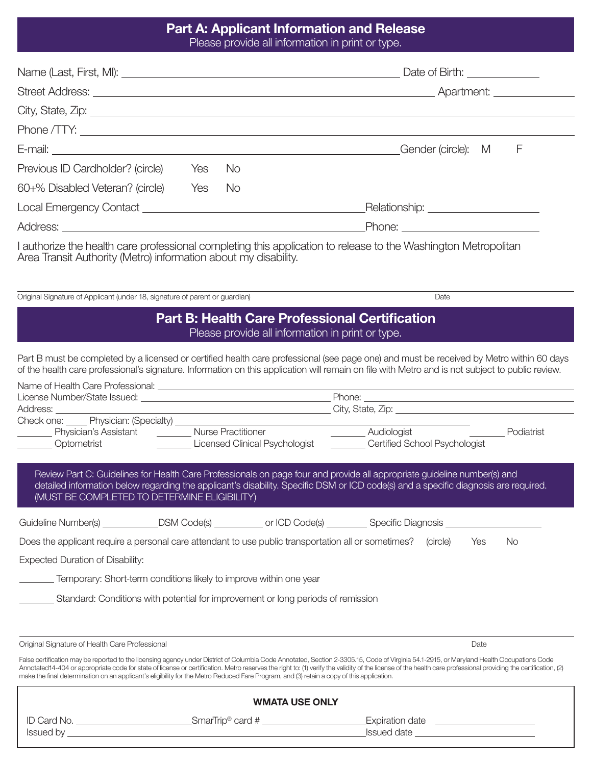## Part A: Applicant Information and Release

Please provide all information in print or type.

Name (Last, First, MI): ______________________________ Date of Birth: __________

Street Address: ______________________________ Apartment: __________

City, State, Zip: ______________________________

Phone /TTY: ______________________________

E-mail: ______________________________ Gender (circle): M F

Previous ID Cardholder? (circle) Yes No

60+% Disabled Veteran? (circle) Yes No

Local Emergency Contact ______________________________ Relationship: __________

Address: ______________________________ Phone: __________

I authorize the health care professional completing this application to release to the Washington Metropolitan Area Transit Authority (Metro) information about my disability.

Original Signature of Applicant (under 18, signature of parent or guardian) ______________________________ Date __________

## Part B: Health Care Professional Certification

Please provide all information in print or type.

Part B must be completed by a licensed or certified health care professional (see page one) and must be received by Metro within 60 days of the health care professional's signature. Information on this application will remain on file with Metro and is not subject to public review.

Name of Health Care Professional: ______________________________

License Number/State Issued: ______________________________ Phone: __________

Address: ______________________________ City, State, Zip: __________

Check one: _____ Physician: (Specialty) ______________________________

_______ Physician's Assistant _______ Nurse Practitioner _______ Audiologist _______ Podiatrist

_______ Optometrist _______ Licensed Clinical Psychologist _______ Certified School Psychologist

Review Part C: Guidelines for Health Care Professionals on page four and provide all appropriate guideline number(s) and detailed information below regarding the applicant's disability. Specific DSM or ICD code(s) and a specific diagnosis are required. (MUST BE COMPLETED TO DETERMINE ELIGIBILITY)

Guideline Number(s) __________ DSM Code(s) __________ or ICD Code(s) __________ Specific Diagnosis __________

Does the applicant require a personal care attendant to use public transportation all or sometimes? (circle) Yes No

Expected Duration of Disability:

_______ Temporary: Short-term conditions likely to improve within one year

_______ Standard: Conditions with potential for improvement or long periods of remission

Original Signature of Health Care Professional ______________________________ Date __________

False certification may be reported to the licensing agency under District of Columbia Code Annotated, Section 2-3305.15, Code of Virginia 54.1-2915, or Maryland Health Occupations Code Annotated14-404 or appropriate code for state of license or certification. Metro reserves the right to: (1) verify the validity of the license of the health care professional providing the certification, (2) make the final determination on an applicant's eligibility for the Metro Reduced Fare Program, and (3) retain a copy of this application.

**WMATA USE ONLY**

ID Card No. __________ SmarTrip® card # __________ Expiration date __________

Issued by ______________________________ Issued date __________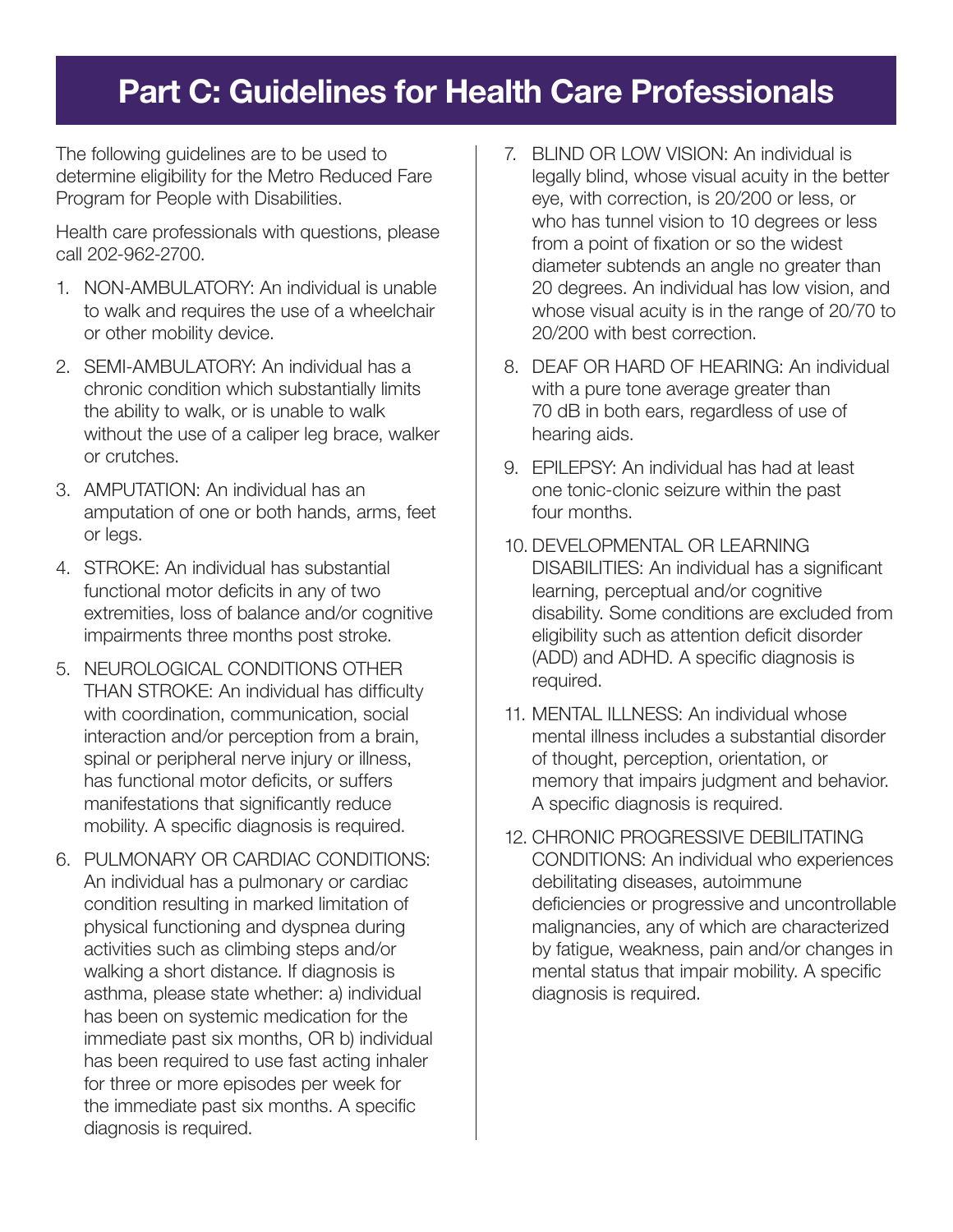# Part C: Guidelines for Health Care Professionals

The following guidelines are to be used to determine eligibility for the Metro Reduced Fare Program for People with Disabilities.

Health care professionals with questions, please call 202-962-2700.

1. NON-AMBULATORY: An individual is unable to walk and requires the use of a wheelchair or other mobility device.
2. SEMI-AMBULATORY: An individual has a chronic condition which substantially limits the ability to walk, or is unable to walk without the use of a caliper leg brace, walker or crutches.
3. AMPUTATION: An individual has an amputation of one or both hands, arms, feet or legs.
4. STROKE: An individual has substantial functional motor deficits in any of two extremities, loss of balance and/or cognitive impairments three months post stroke.
5. NEUROLOGICAL CONDITIONS OTHER THAN STROKE: An individual has difficulty with coordination, communication, social interaction and/or perception from a brain, spinal or peripheral nerve injury or illness, has functional motor deficits, or suffers manifestations that significantly reduce mobility. A specific diagnosis is required.
6. PULMONARY OR CARDIAC CONDITIONS: An individual has a pulmonary or cardiac condition resulting in marked limitation of physical functioning and dyspnea during activities such as climbing steps and/or walking a short distance. If diagnosis is asthma, please state whether: a) individual has been on systemic medication for the immediate past six months, OR b) individual has been required to use fast acting inhaler for three or more episodes per week for the immediate past six months. A specific diagnosis is required.
7. BLIND OR LOW VISION: An individual is legally blind, whose visual acuity in the better eye, with correction, is 20/200 or less, or who has tunnel vision to 10 degrees or less from a point of fixation or so the widest diameter subtends an angle no greater than 20 degrees. An individual has low vision, and whose visual acuity is in the range of 20/70 to 20/200 with best correction.
8. DEAF OR HARD OF HEARING: An individual with a pure tone average greater than 70 dB in both ears, regardless of use of hearing aids.
9. EPILEPSY: An individual has had at least one tonic-clonic seizure within the past four months.
10. DEVELOPMENTAL OR LEARNING DISABILITIES: An individual has a significant learning, perceptual and/or cognitive disability. Some conditions are excluded from eligibility such as attention deficit disorder (ADD) and ADHD. A specific diagnosis is required.
11. MENTAL ILLNESS: An individual whose mental illness includes a substantial disorder of thought, perception, orientation, or memory that impairs judgment and behavior. A specific diagnosis is required.
12. CHRONIC PROGRESSIVE DEBILITATING CONDITIONS: An individual who experiences debilitating diseases, autoimmune deficiencies or progressive and uncontrollable malignancies, any of which are characterized by fatigue, weakness, pain and/or changes in mental status that impair mobility. A specific diagnosis is required.